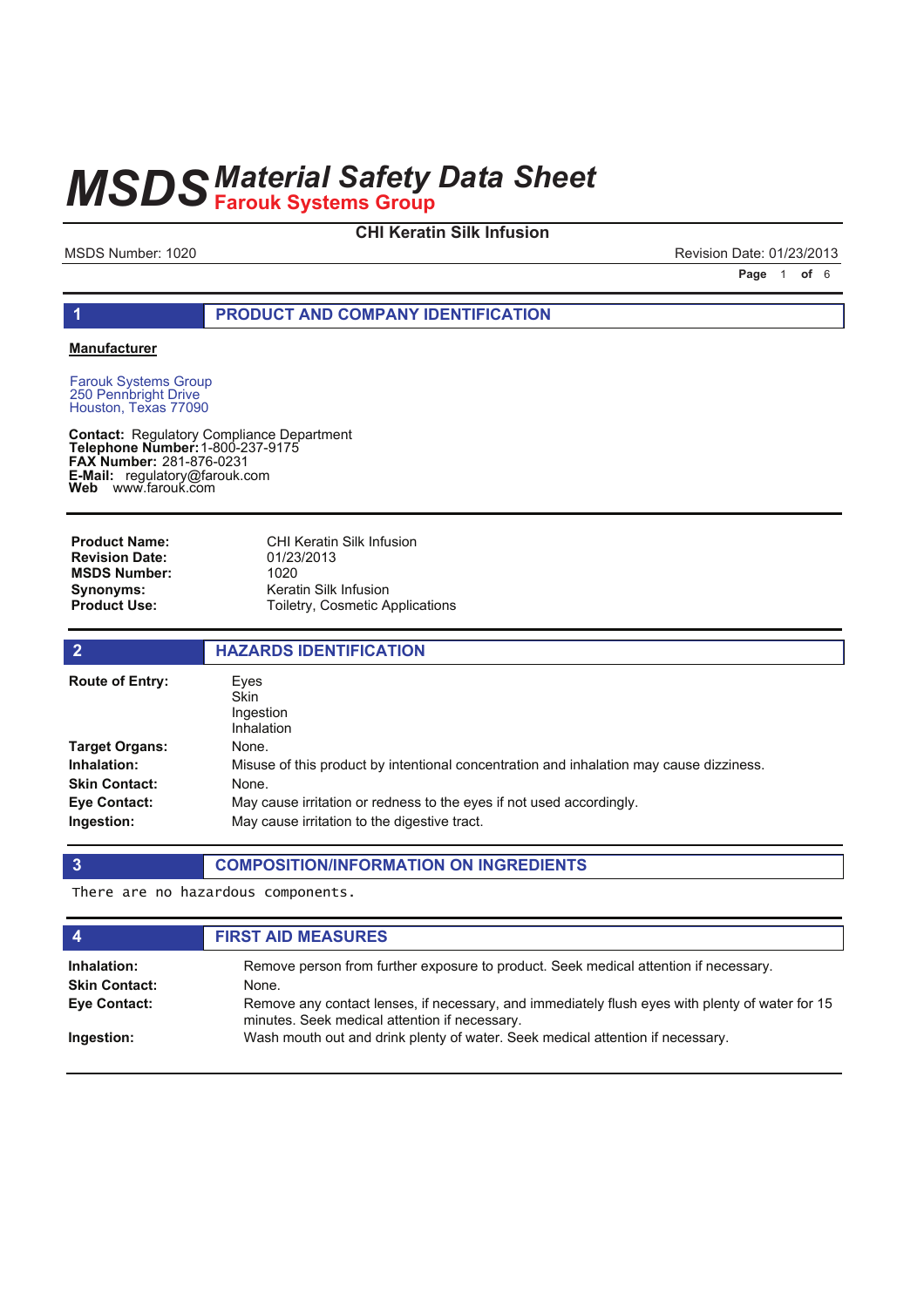# MSDS Material Safety Data Sheet
## Farouk Systems Group

**CHI Keratin Silk Infusion**

MSDS Number: 1020 | Revision Date: 01/23/2013

## 1 PRODUCT AND COMPANY IDENTIFICATION

**Manufacturer**

Farouk Systems Group
250 Pennbright Drive
Houston, Texas 77090

**Contact:** Regulatory Compliance Department
**Telephone Number:** 1-800-237-9175
**FAX Number:** 281-876-0231
**E-Mail:** regulatory@farouk.com
**Web** www.farouk.com

**Product Name:** CHI Keratin Silk Infusion
**Revision Date:** 01/23/2013
**MSDS Number:** 1020
**Synonyms:** Keratin Silk Infusion
**Product Use:** Toiletry, Cosmetic Applications

## 2 HAZARDS IDENTIFICATION

**Route of Entry:**
Eyes
Skin
Ingestion
Inhalation

**Target Organs:** None.

**Inhalation:** Misuse of this product by intentional concentration and inhalation may cause dizziness.

**Skin Contact:** None.

**Eye Contact:** May cause irritation or redness to the eyes if not used accordingly.

**Ingestion:** May cause irritation to the digestive tract.

## 3 COMPOSITION/INFORMATION ON INGREDIENTS

There are no hazardous components.

## 4 FIRST AID MEASURES

**Inhalation:** Remove person from further exposure to product. Seek medical attention if necessary.

**Skin Contact:** None.

**Eye Contact:** Remove any contact lenses, if necessary, and immediately flush eyes with plenty of water for 15 minutes. Seek medical attention if necessary.

**Ingestion:** Wash mouth out and drink plenty of water. Seek medical attention if necessary.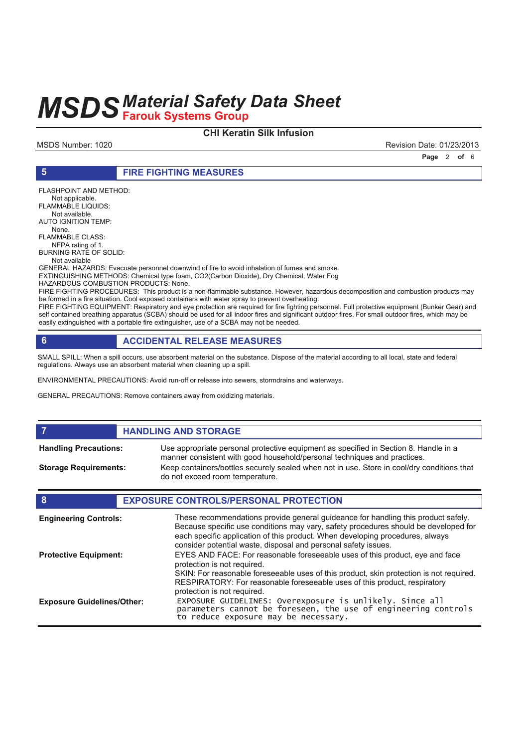## 5 FIRE FIGHTING MEASURES

FLASHPOINT AND METHOD:
Not applicable.
FLAMMABLE LIQUIDS:
Not available.
AUTO IGNITION TEMP:
None.
FLAMMABLE CLASS:
NFPA rating of 1.
BURNING RATE OF SOLID:
Not available
GENERAL HAZARDS: Evacuate personnel downwind of fire to avoid inhalation of fumes and smoke.
EXTINGUISHING METHODS: Chemical type foam, $CO_2$(Carbon Dioxide), Dry Chemical, Water Fog
HAZARDOUS COMBUSTION PRODUCTS: None.
FIRE FIGHTING PROCEDURES: This product is a non-flammable substance. However, hazardous decomposition and combustion products may be formed in a fire situation. Cool exposed containers with water spray to prevent overheating.
FIRE FIGHTING EQUIPMENT: Respiratory and eye protection are required for fire fighting personnel. Full protective equipment (Bunker Gear) and self contained breathing apparatus (SCBA) should be used for all indoor fires and significant outdoor fires. For small outdoor fires, which may be easily extinguished with a portable fire extinguisher, use of a SCBA may not be needed.

## 6 ACCIDENTAL RELEASE MEASURES

SMALL SPILL: When a spill occurs, use absorbent material on the substance. Dispose of the material according to all local, state and federal regulations. Always use an absorbent material when cleaning up a spill.

ENVIRONMENTAL PRECAUTIONS: Avoid run-off or release into sewers, stormdrains and waterways.

GENERAL PRECAUTIONS: Remove containers away from oxidizing materials.

## 7 HANDLING AND STORAGE

**Handling Precautions:** Use appropriate personal protective equipment as specified in Section 8. Handle in a manner consistent with good household/personal techniques and practices.

**Storage Requirements:** Keep containers/bottles securely sealed when not in use. Store in cool/dry conditions that do not exceed room temperature.

## 8 EXPOSURE CONTROLS/PERSONAL PROTECTION

**Engineering Controls:** These recommendations provide general guideance for handling this product safely. Because specific use conditions may vary, safety procedures should be developed for each specific application of this product. When developing procedures, always consider potential waste, disposal and personal safety issues.

**Protective Equipment:** EYES AND FACE: For reasonable foreseeable uses of this product, eye and face protection is not required.
SKIN: For reasonable foreseeable uses of this product, skin protection is not required.
RESPIRATORY: For reasonable foreseeable uses of this product, respiratory protection is not required.

**Exposure Guidelines/Other:** EXPOSURE GUIDELINES: Overexposure is unlikely. Since all parameters cannot be foreseen, the use of engineering controls to reduce exposure may be necessary.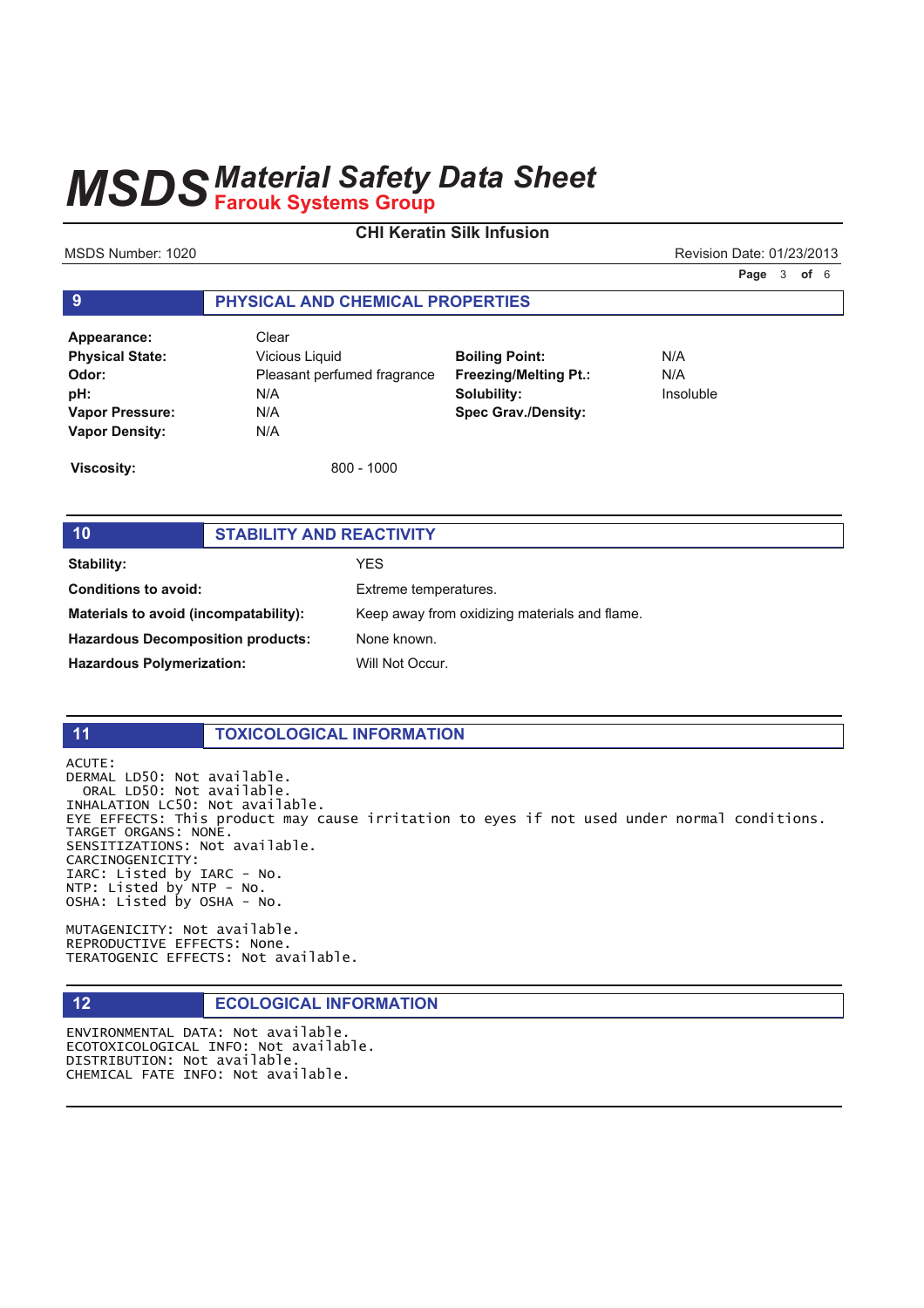# MSDS Material Safety Data Sheet
## Farouk Systems Group

**CHI Keratin Silk Infusion**

MSDS Number: 1020 | Revision Date: 01/23/2013

## 9 PHYSICAL AND CHEMICAL PROPERTIES

| | | | |
|---|---|---|---|
| **Appearance:** | Clear | | |
| **Physical State:** | Vicious Liquid | **Boiling Point:** | N/A |
| **Odor:** | Pleasant perfumed fragrance | **Freezing/Melting Pt.:** | N/A |
| **pH:** | N/A | **Solubility:** | Insoluble |
| **Vapor Pressure:** | N/A | **Spec Grav./Density:** | |
| **Vapor Density:** | N/A | | |

**Viscosity:** 800 - 1000

## 10 STABILITY AND REACTIVITY

| | |
|---|---|
| **Stability:** | YES |
| **Conditions to avoid:** | Extreme temperatures. |
| **Materials to avoid (incompatability):** | Keep away from oxidizing materials and flame. |
| **Hazardous Decomposition products:** | None known. |
| **Hazardous Polymerization:** | Will Not Occur. |

## 11 TOXICOLOGICAL INFORMATION

```
ACUTE:
DERMAL LD50: Not available.
  ORAL LD50: Not available.
INHALATION LC50: Not available.
EYE EFFECTS: This product may cause irritation to eyes if not used under normal conditions.
TARGET ORGANS: NONE.
SENSITIZATIONS: Not available.
CARCINOGENICITY:
IARC: Listed by IARC - No.
NTP: Listed by NTP - No.
OSHA: Listed by OSHA - No.

MUTAGENICITY: Not available.
REPRODUCTIVE EFFECTS: None.
TERATOGENIC EFFECTS: Not available.
```

## 12 ECOLOGICAL INFORMATION

```
ENVIRONMENTAL DATA: Not available.
ECOTOXICOLOGICAL INFO: Not available.
DISTRIBUTION: Not available.
CHEMICAL FATE INFO: Not available.
```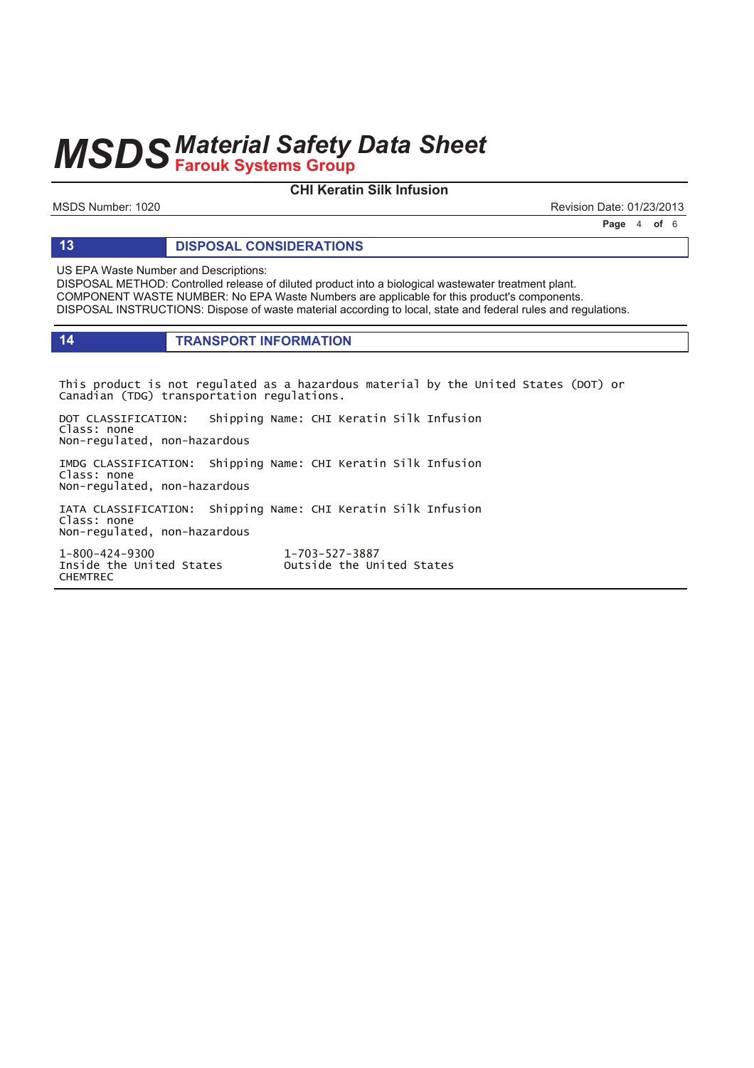## 13 DISPOSAL CONSIDERATIONS

US EPA Waste Number and Descriptions:
DISPOSAL METHOD: Controlled release of diluted product into a biological wastewater treatment plant.
COMPONENT WASTE NUMBER: No EPA Waste Numbers are applicable for this product's components.
DISPOSAL INSTRUCTIONS: Dispose of waste material according to local, state and federal rules and regulations.

## 14 TRANSPORT INFORMATION

This product is not regulated as a hazardous material by the United States (DOT) or Canadian (TDG) transportation regulations.

DOT CLASSIFICATION: Shipping Name: CHI Keratin Silk Infusion
Class: none
Non-regulated, non-hazardous

IMDG CLASSIFICATION: Shipping Name: CHI Keratin Silk Infusion
Class: none
Non-regulated, non-hazardous

IATA CLASSIFICATION: Shipping Name: CHI Keratin Silk Infusion
Class: none
Non-regulated, non-hazardous

1-800-424-9300
Inside the United States

1-703-527-3887
Outside the United States

CHEMTREC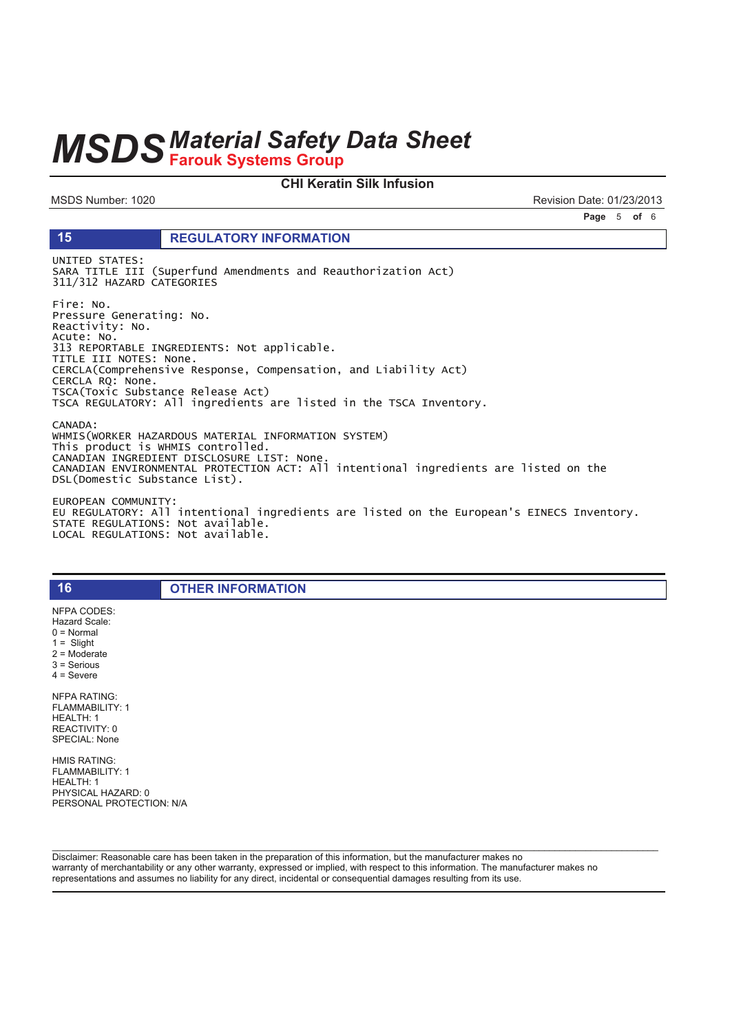## 15 REGULATORY INFORMATION

UNITED STATES:
SARA TITLE III (Superfund Amendments and Reauthorization Act)
311/312 HAZARD CATEGORIES

Fire: No.
Pressure Generating: No.
Reactivity: No.
Acute: No.
313 REPORTABLE INGREDIENTS: Not applicable.
TITLE III NOTES: None.
CERCLA(Comprehensive Response, Compensation, and Liability Act)
CERCLA RQ: None.
TSCA(Toxic Substance Release Act)
TSCA REGULATORY: All ingredients are listed in the TSCA Inventory.

CANADA:
WHMIS(WORKER HAZARDOUS MATERIAL INFORMATION SYSTEM)
This product is WHMIS controlled.
CANADIAN INGREDIENT DISCLOSURE LIST: None.
CANADIAN ENVIRONMENTAL PROTECTION ACT: All intentional ingredients are listed on the DSL(Domestic Substance List).

EUROPEAN COMMUNITY:
EU REGULATORY: All intentional ingredients are listed on the European's EINECS Inventory.
STATE REGULATIONS: Not available.
LOCAL REGULATIONS: Not available.

## 16 OTHER INFORMATION

NFPA CODES:
Hazard Scale:
0 = Normal
1 = Slight
2 = Moderate
3 = Serious
4 = Severe

NFPA RATING:
FLAMMABILITY: 1
HEALTH: 1
REACTIVITY: 0
SPECIAL: None

HMIS RATING:
FLAMMABILITY: 1
HEALTH: 1
PHYSICAL HAZARD: 0
PERSONAL PROTECTION: N/A

Disclaimer: Reasonable care has been taken in the preparation of this information, but the manufacturer makes no warranty of merchantability or any other warranty, expressed or implied, with respect to this information. The manufacturer makes no representations and assumes no liability for any direct, incidental or consequential damages resulting from its use.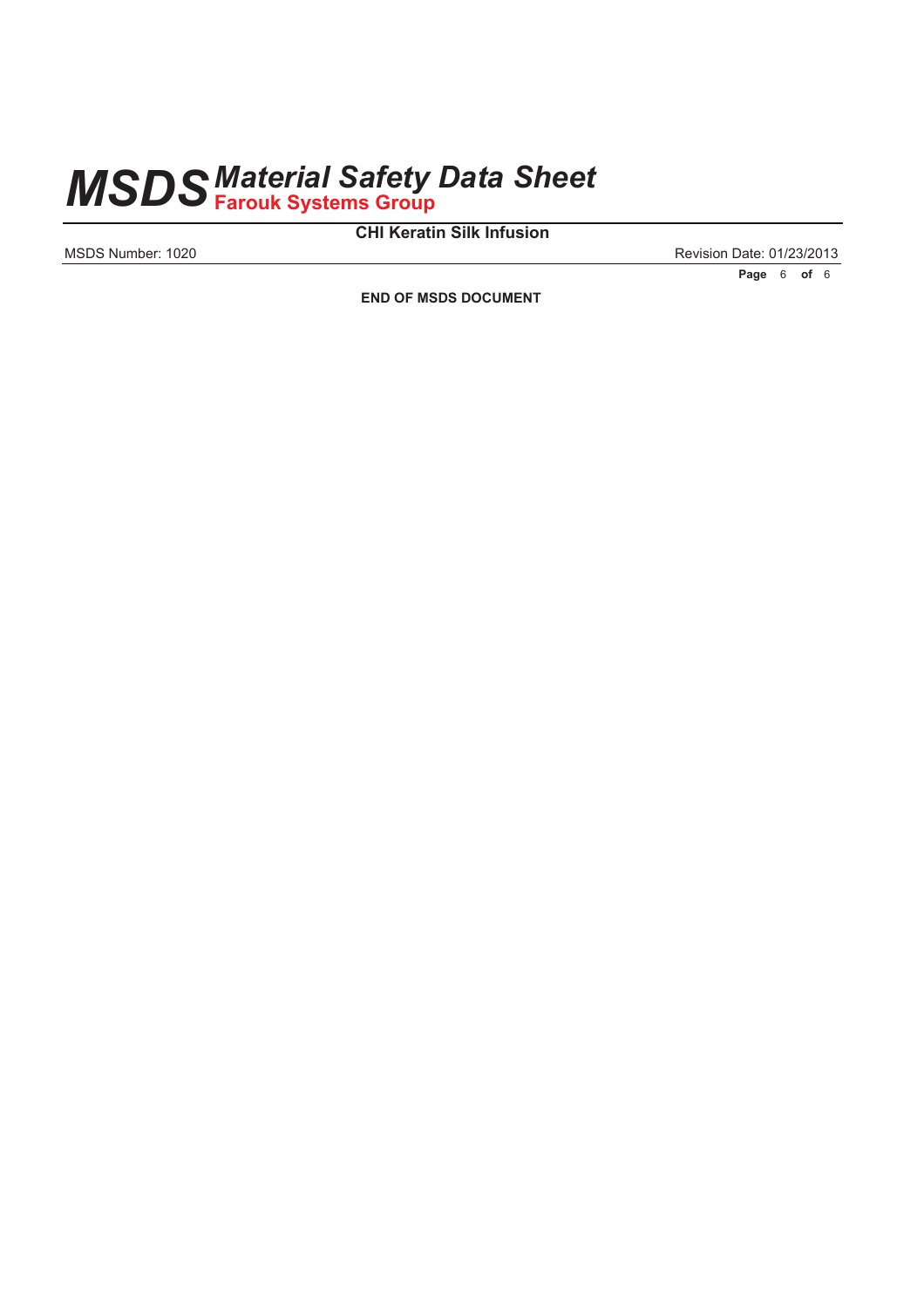**END OF MSDS DOCUMENT**